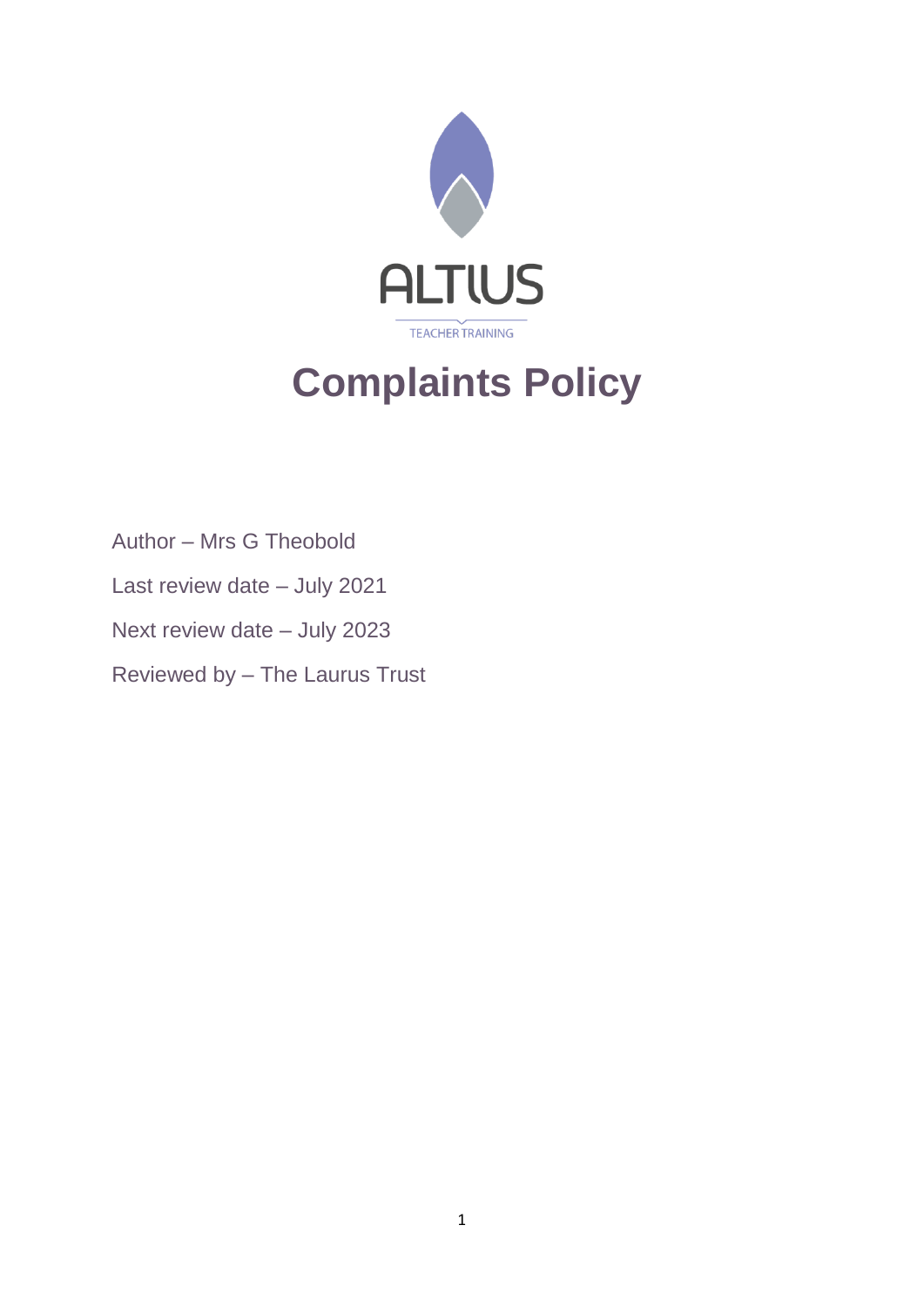ALTIUS

TEACHER TRAINING

# Complaints Policy

Author – Mrs G Theobold

Last review date – July 2021

Next review date – July 2023

Reviewed by – The Laurus Trust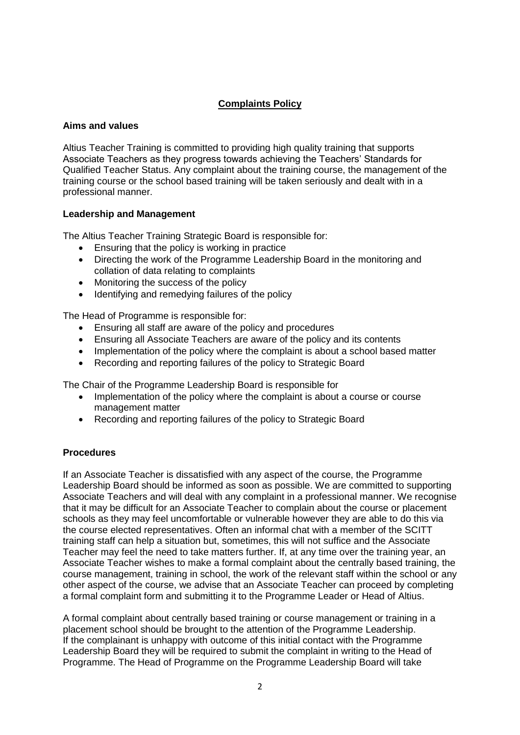## Complaints Policy

### Aims and values

Altius Teacher Training is committed to providing high quality training that supports Associate Teachers as they progress towards achieving the Teachers' Standards for Qualified Teacher Status. Any complaint about the training course, the management of the training course or the school based training will be taken seriously and dealt with in a professional manner.

### Leadership and Management

The Altius Teacher Training Strategic Board is responsible for:

- Ensuring that the policy is working in practice
- Directing the work of the Programme Leadership Board in the monitoring and collation of data relating to complaints
- Monitoring the success of the policy
- Identifying and remedying failures of the policy

The Head of Programme is responsible for:

- Ensuring all staff are aware of the policy and procedures
- Ensuring all Associate Teachers are aware of the policy and its contents
- Implementation of the policy where the complaint is about a school based matter
- Recording and reporting failures of the policy to Strategic Board

The Chair of the Programme Leadership Board is responsible for

- Implementation of the policy where the complaint is about a course or course management matter
- Recording and reporting failures of the policy to Strategic Board

### Procedures

If an Associate Teacher is dissatisfied with any aspect of the course, the Programme Leadership Board should be informed as soon as possible. We are committed to supporting Associate Teachers and will deal with any complaint in a professional manner. We recognise that it may be difficult for an Associate Teacher to complain about the course or placement schools as they may feel uncomfortable or vulnerable however they are able to do this via the course elected representatives. Often an informal chat with a member of the SCITT training staff can help a situation but, sometimes, this will not suffice and the Associate Teacher may feel the need to take matters further. If, at any time over the training year, an Associate Teacher wishes to make a formal complaint about the centrally based training, the course management, training in school, the work of the relevant staff within the school or any other aspect of the course, we advise that an Associate Teacher can proceed by completing a formal complaint form and submitting it to the Programme Leader or Head of Altius.

A formal complaint about centrally based training or course management or training in a placement school should be brought to the attention of the Programme Leadership. If the complainant is unhappy with outcome of this initial contact with the Programme Leadership Board they will be required to submit the complaint in writing to the Head of Programme. The Head of Programme on the Programme Leadership Board will take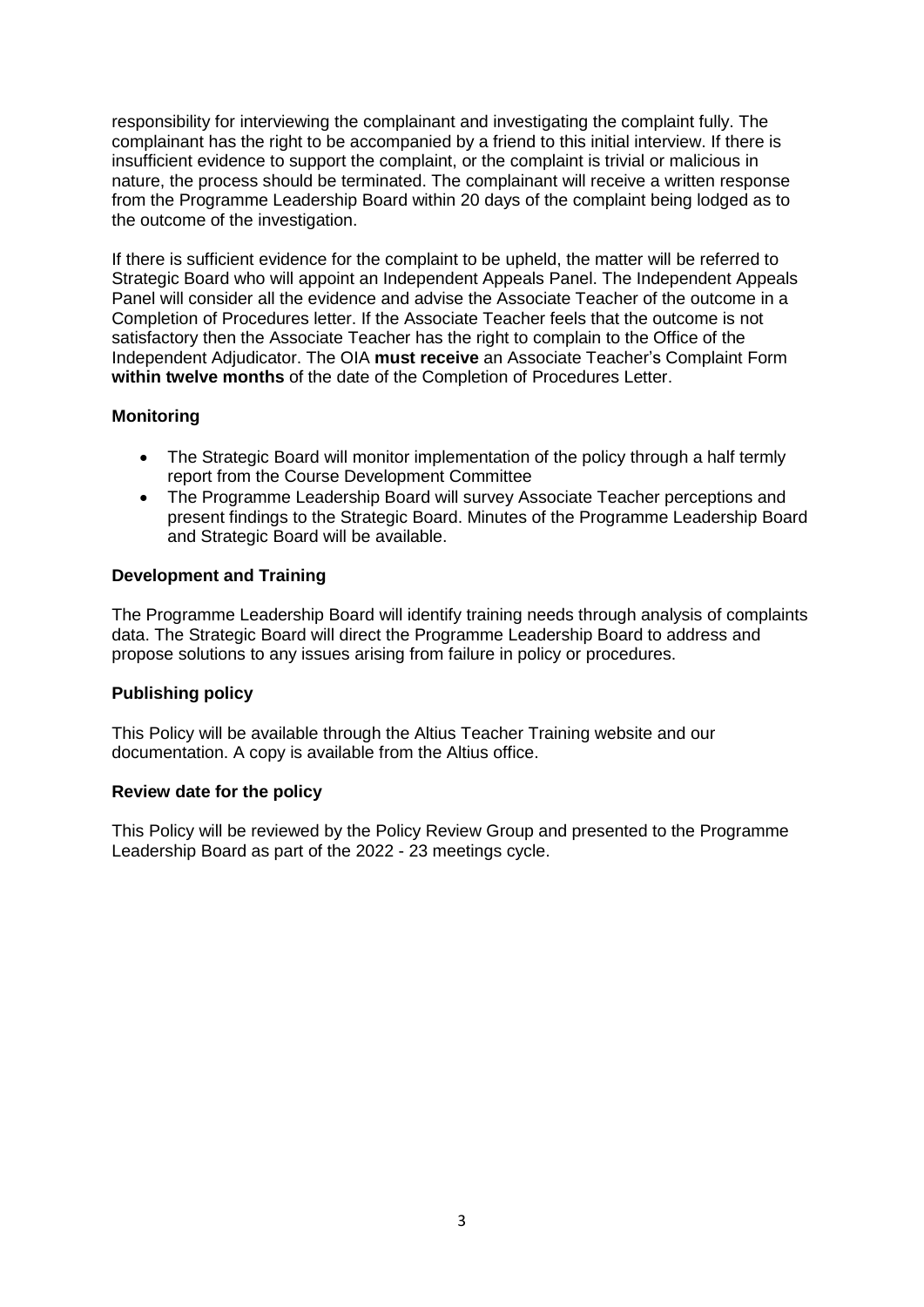responsibility for interviewing the complainant and investigating the complaint fully. The complainant has the right to be accompanied by a friend to this initial interview. If there is insufficient evidence to support the complaint, or the complaint is trivial or malicious in nature, the process should be terminated. The complainant will receive a written response from the Programme Leadership Board within 20 days of the complaint being lodged as to the outcome of the investigation.

If there is sufficient evidence for the complaint to be upheld, the matter will be referred to Strategic Board who will appoint an Independent Appeals Panel. The Independent Appeals Panel will consider all the evidence and advise the Associate Teacher of the outcome in a Completion of Procedures letter. If the Associate Teacher feels that the outcome is not satisfactory then the Associate Teacher has the right to complain to the Office of the Independent Adjudicator. The OIA **must receive** an Associate Teacher's Complaint Form **within twelve months** of the date of the Completion of Procedures Letter.

**Monitoring**

- The Strategic Board will monitor implementation of the policy through a half termly report from the Course Development Committee
- The Programme Leadership Board will survey Associate Teacher perceptions and present findings to the Strategic Board. Minutes of the Programme Leadership Board and Strategic Board will be available.

**Development and Training**

The Programme Leadership Board will identify training needs through analysis of complaints data. The Strategic Board will direct the Programme Leadership Board to address and propose solutions to any issues arising from failure in policy or procedures.

**Publishing policy**

This Policy will be available through the Altius Teacher Training website and our documentation. A copy is available from the Altius office.

**Review date for the policy**

This Policy will be reviewed by the Policy Review Group and presented to the Programme Leadership Board as part of the 2022 - 23 meetings cycle.